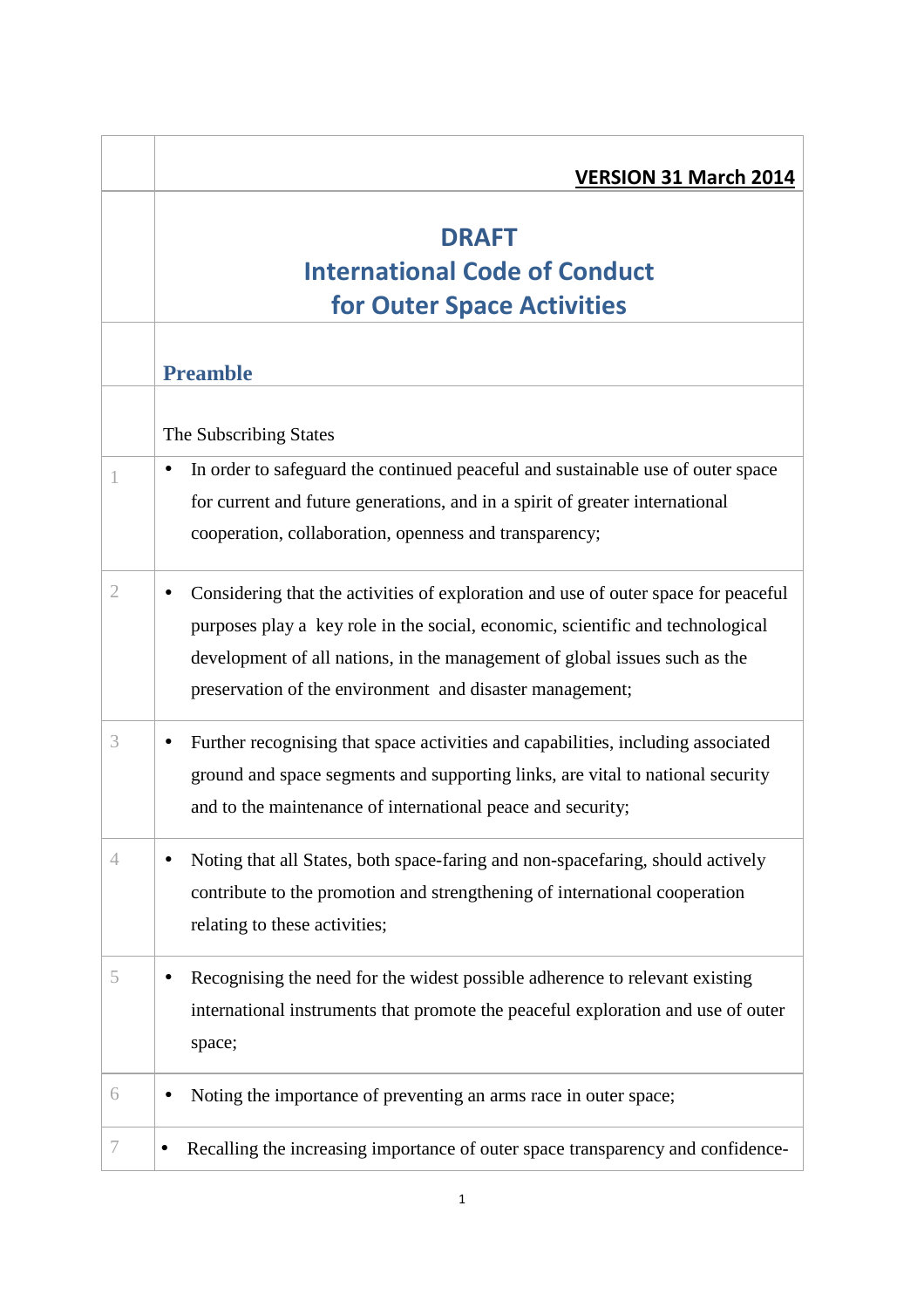**VERSION 31 March 2014**

# DRAFT
# International Code of Conduct for Outer Space Activities

## Preamble

The Subscribing States

1. In order to safeguard the continued peaceful and sustainable use of outer space for current and future generations, and in a spirit of greater international cooperation, collaboration, openness and transparency;

2. Considering that the activities of exploration and use of outer space for peaceful purposes play a key role in the social, economic, scientific and technological development of all nations, in the management of global issues such as the preservation of the environment and disaster management;

3. Further recognising that space activities and capabilities, including associated ground and space segments and supporting links, are vital to national security and to the maintenance of international peace and security;

4. Noting that all States, both space-faring and non-spacefaring, should actively contribute to the promotion and strengthening of international cooperation relating to these activities;

5. Recognising the need for the widest possible adherence to relevant existing international instruments that promote the peaceful exploration and use of outer space;

6. Noting the importance of preventing an arms race in outer space;

7. Recalling the increasing importance of outer space transparency and confidence-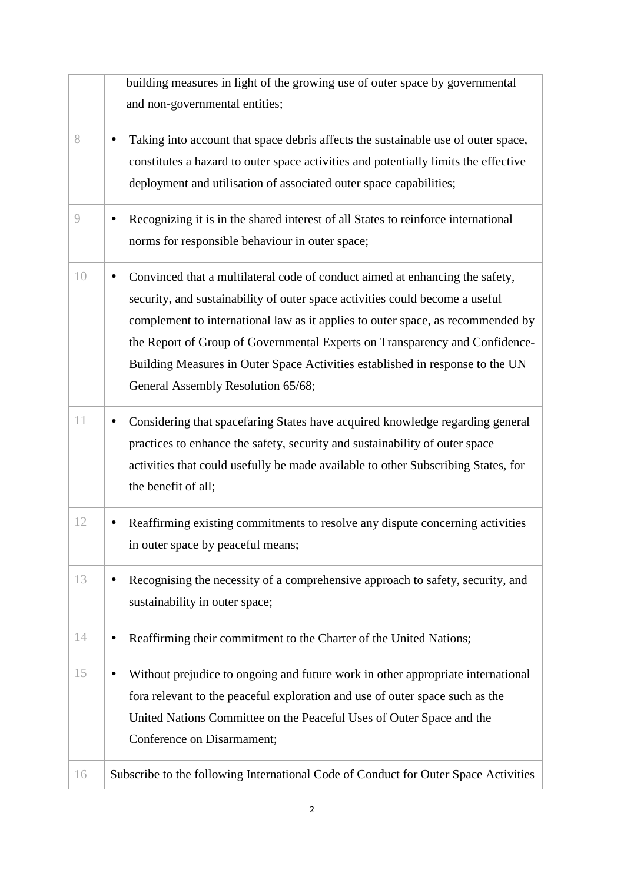| | |
|---|---|
| | building measures in light of the growing use of outer space by governmental and non-governmental entities; |
| 8 | • Taking into account that space debris affects the sustainable use of outer space, constitutes a hazard to outer space activities and potentially limits the effective deployment and utilisation of associated outer space capabilities; |
| 9 | • Recognizing it is in the shared interest of all States to reinforce international norms for responsible behaviour in outer space; |
| 10 | • Convinced that a multilateral code of conduct aimed at enhancing the safety, security, and sustainability of outer space activities could become a useful complement to international law as it applies to outer space, as recommended by the Report of Group of Governmental Experts on Transparency and Confidence-Building Measures in Outer Space Activities established in response to the UN General Assembly Resolution 65/68; |
| 11 | • Considering that spacefaring States have acquired knowledge regarding general practices to enhance the safety, security and sustainability of outer space activities that could usefully be made available to other Subscribing States, for the benefit of all; |
| 12 | • Reaffirming existing commitments to resolve any dispute concerning activities in outer space by peaceful means; |
| 13 | • Recognising the necessity of a comprehensive approach to safety, security, and sustainability in outer space; |
| 14 | • Reaffirming their commitment to the Charter of the United Nations; |
| 15 | • Without prejudice to ongoing and future work in other appropriate international fora relevant to the peaceful exploration and use of outer space such as the United Nations Committee on the Peaceful Uses of Outer Space and the Conference on Disarmament; |
| 16 | Subscribe to the following International Code of Conduct for Outer Space Activities |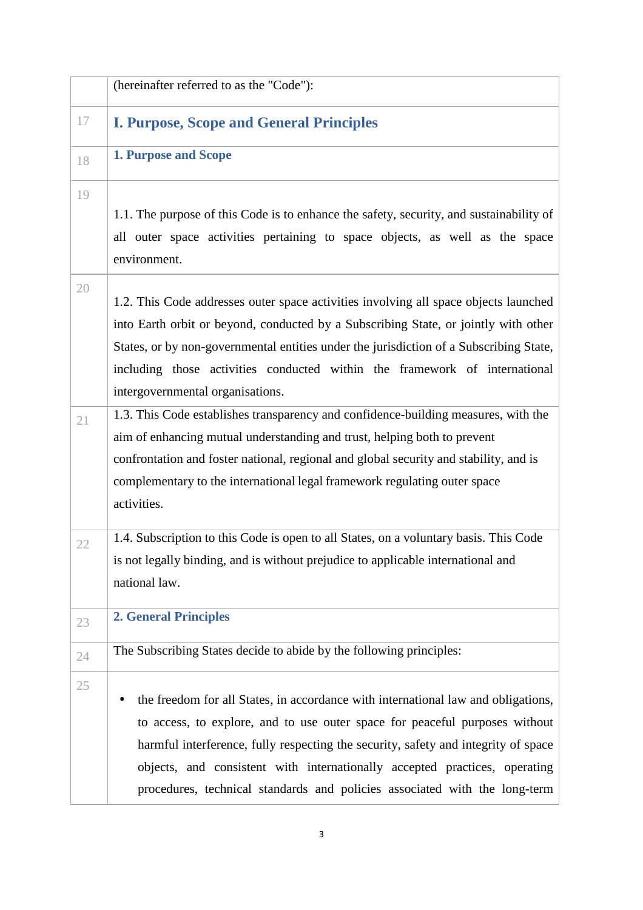| | (hereinafter referred to as the "Code"): |
|---|---|
| 17 | **I. Purpose, Scope and General Principles** |
| 18 | **1. Purpose and Scope** |
| 19 | 1.1. The purpose of this Code is to enhance the safety, security, and sustainability of all outer space activities pertaining to space objects, as well as the space environment. |
| 20 | 1.2. This Code addresses outer space activities involving all space objects launched into Earth orbit or beyond, conducted by a Subscribing State, or jointly with other States, or by non-governmental entities under the jurisdiction of a Subscribing State, including those activities conducted within the framework of international intergovernmental organisations. |
| 21 | 1.3. This Code establishes transparency and confidence-building measures, with the aim of enhancing mutual understanding and trust, helping both to prevent confrontation and foster national, regional and global security and stability, and is complementary to the international legal framework regulating outer space activities. |
| 22 | 1.4. Subscription to this Code is open to all States, on a voluntary basis. This Code is not legally binding, and is without prejudice to applicable international and national law. |
| 23 | **2. General Principles** |
| 24 | The Subscribing States decide to abide by the following principles: |
| 25 | • the freedom for all States, in accordance with international law and obligations, to access, to explore, and to use outer space for peaceful purposes without harmful interference, fully respecting the security, safety and integrity of space objects, and consistent with internationally accepted practices, operating procedures, technical standards and policies associated with the long-term |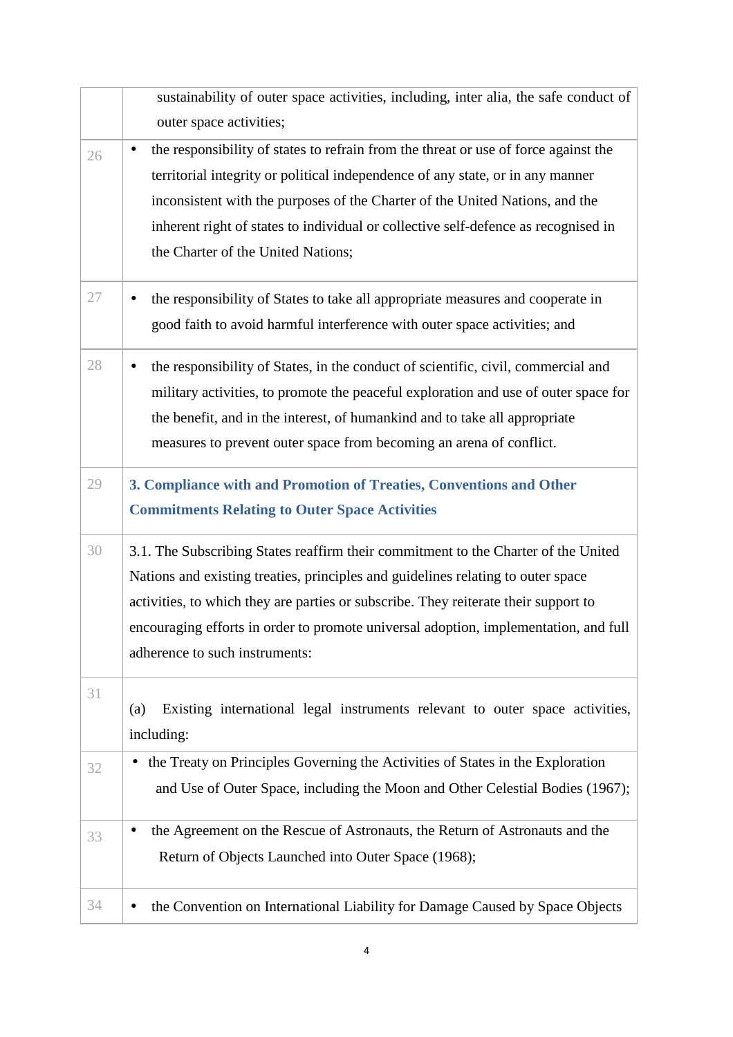| | |
|---|---|
| | sustainability of outer space activities, including, inter alia, the safe conduct of outer space activities; |
| 26 | • the responsibility of states to refrain from the threat or use of force against the territorial integrity or political independence of any state, or in any manner inconsistent with the purposes of the Charter of the United Nations, and the inherent right of states to individual or collective self-defence as recognised in the Charter of the United Nations; |
| 27 | • the responsibility of States to take all appropriate measures and cooperate in good faith to avoid harmful interference with outer space activities; and |
| 28 | • the responsibility of States, in the conduct of scientific, civil, commercial and military activities, to promote the peaceful exploration and use of outer space for the benefit, and in the interest, of humankind and to take all appropriate measures to prevent outer space from becoming an arena of conflict. |
| 29 | **3. Compliance with and Promotion of Treaties, Conventions and Other Commitments Relating to Outer Space Activities** |
| 30 | 3.1. The Subscribing States reaffirm their commitment to the Charter of the United Nations and existing treaties, principles and guidelines relating to outer space activities, to which they are parties or subscribe. They reiterate their support to encouraging efforts in order to promote universal adoption, implementation, and full adherence to such instruments: |
| 31 | (a) Existing international legal instruments relevant to outer space activities, including: |
| 32 | • the Treaty on Principles Governing the Activities of States in the Exploration and Use of Outer Space, including the Moon and Other Celestial Bodies (1967); |
| 33 | • the Agreement on the Rescue of Astronauts, the Return of Astronauts and the Return of Objects Launched into Outer Space (1968); |
| 34 | • the Convention on International Liability for Damage Caused by Space Objects |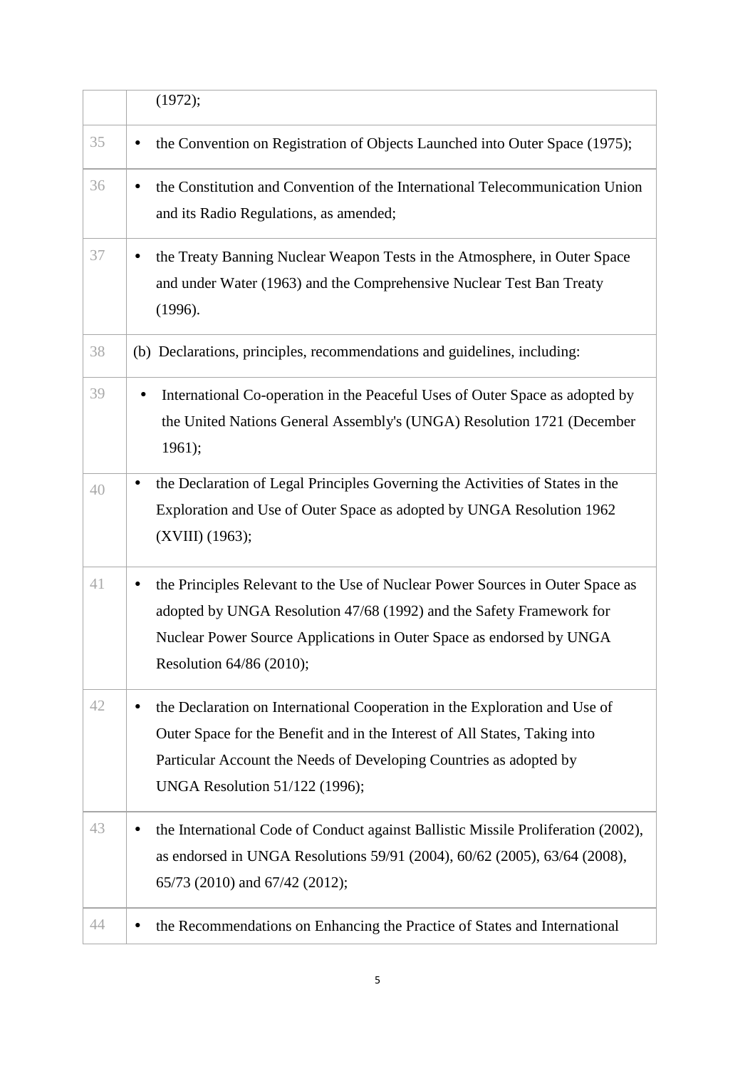| | |
|---|---|
| | (1972); |
| 35 | • the Convention on Registration of Objects Launched into Outer Space (1975); |
| 36 | • the Constitution and Convention of the International Telecommunication Union and its Radio Regulations, as amended; |
| 37 | • the Treaty Banning Nuclear Weapon Tests in the Atmosphere, in Outer Space and under Water (1963) and the Comprehensive Nuclear Test Ban Treaty (1996). |
| 38 | (b) Declarations, principles, recommendations and guidelines, including: |
| 39 | • International Co-operation in the Peaceful Uses of Outer Space as adopted by the United Nations General Assembly's (UNGA) Resolution 1721 (December 1961); |
| 40 | • the Declaration of Legal Principles Governing the Activities of States in the Exploration and Use of Outer Space as adopted by UNGA Resolution 1962 (XVIII) (1963); |
| 41 | • the Principles Relevant to the Use of Nuclear Power Sources in Outer Space as adopted by UNGA Resolution 47/68 (1992) and the Safety Framework for Nuclear Power Source Applications in Outer Space as endorsed by UNGA Resolution 64/86 (2010); |
| 42 | • the Declaration on International Cooperation in the Exploration and Use of Outer Space for the Benefit and in the Interest of All States, Taking into Particular Account the Needs of Developing Countries as adopted by UNGA Resolution 51/122 (1996); |
| 43 | • the International Code of Conduct against Ballistic Missile Proliferation (2002), as endorsed in UNGA Resolutions 59/91 (2004), 60/62 (2005), 63/64 (2008), 65/73 (2010) and 67/42 (2012); |
| 44 | • the Recommendations on Enhancing the Practice of States and International |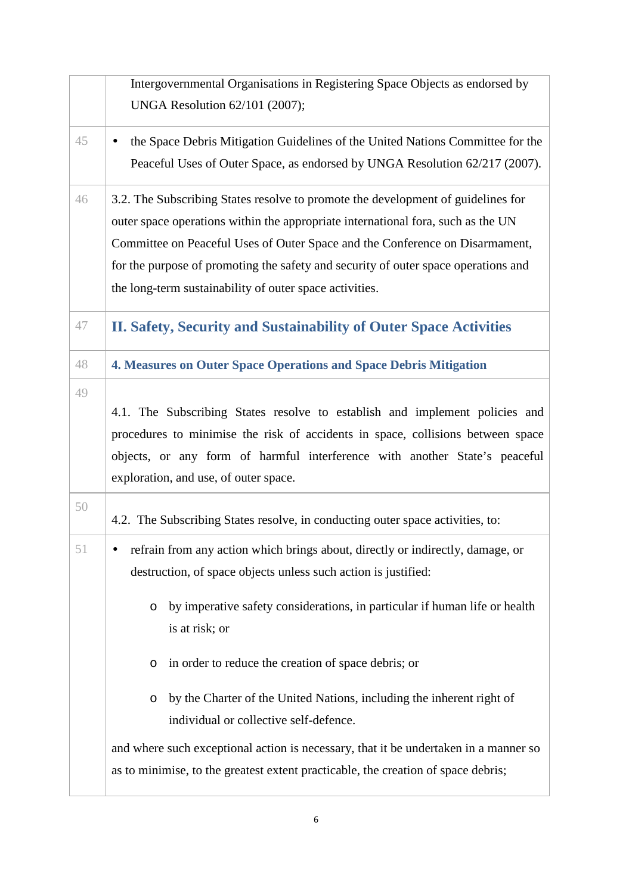| | |
|---|---|
| | Intergovernmental Organisations in Registering Space Objects as endorsed by UNGA Resolution 62/101 (2007); |
| 45 | • the Space Debris Mitigation Guidelines of the United Nations Committee for the Peaceful Uses of Outer Space, as endorsed by UNGA Resolution 62/217 (2007). |
| 46 | 3.2. The Subscribing States resolve to promote the development of guidelines for outer space operations within the appropriate international fora, such as the UN Committee on Peaceful Uses of Outer Space and the Conference on Disarmament, for the purpose of promoting the safety and security of outer space operations and the long-term sustainability of outer space activities. |
| 47 | **II. Safety, Security and Sustainability of Outer Space Activities** |
| 48 | **4. Measures on Outer Space Operations and Space Debris Mitigation** |
| 49 | 4.1. The Subscribing States resolve to establish and implement policies and procedures to minimise the risk of accidents in space, collisions between space objects, or any form of harmful interference with another State's peaceful exploration, and use, of outer space. |
| 50 | 4.2. The Subscribing States resolve, in conducting outer space activities, to: |
| 51 | • refrain from any action which brings about, directly or indirectly, damage, or destruction, of space objects unless such action is justified: <br> o by imperative safety considerations, in particular if human life or health is at risk; or <br> o in order to reduce the creation of space debris; or <br> o by the Charter of the United Nations, including the inherent right of individual or collective self-defence. <br> and where such exceptional action is necessary, that it be undertaken in a manner so as to minimise, to the greatest extent practicable, the creation of space debris; |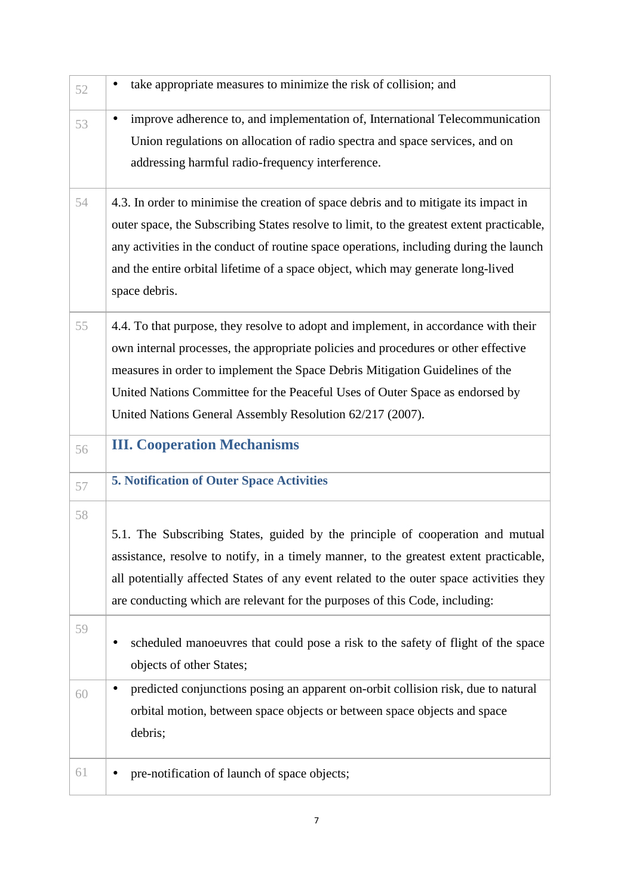| | |
|---|---|
| 52 | • take appropriate measures to minimize the risk of collision; and |
| 53 | • improve adherence to, and implementation of, International Telecommunication Union regulations on allocation of radio spectra and space services, and on addressing harmful radio-frequency interference. |
| 54 | 4.3. In order to minimise the creation of space debris and to mitigate its impact in outer space, the Subscribing States resolve to limit, to the greatest extent practicable, any activities in the conduct of routine space operations, including during the launch and the entire orbital lifetime of a space object, which may generate long-lived space debris. |
| 55 | 4.4. To that purpose, they resolve to adopt and implement, in accordance with their own internal processes, the appropriate policies and procedures or other effective measures in order to implement the Space Debris Mitigation Guidelines of the United Nations Committee for the Peaceful Uses of Outer Space as endorsed by United Nations General Assembly Resolution 62/217 (2007). |
| 56 | **III. Cooperation Mechanisms** |
| 57 | **5. Notification of Outer Space Activities** |
| 58 | 5.1. The Subscribing States, guided by the principle of cooperation and mutual assistance, resolve to notify, in a timely manner, to the greatest extent practicable, all potentially affected States of any event related to the outer space activities they are conducting which are relevant for the purposes of this Code, including: |
| 59 | • scheduled manoeuvres that could pose a risk to the safety of flight of the space objects of other States; |
| 60 | • predicted conjunctions posing an apparent on-orbit collision risk, due to natural orbital motion, between space objects or between space objects and space debris; |
| 61 | • pre-notification of launch of space objects; |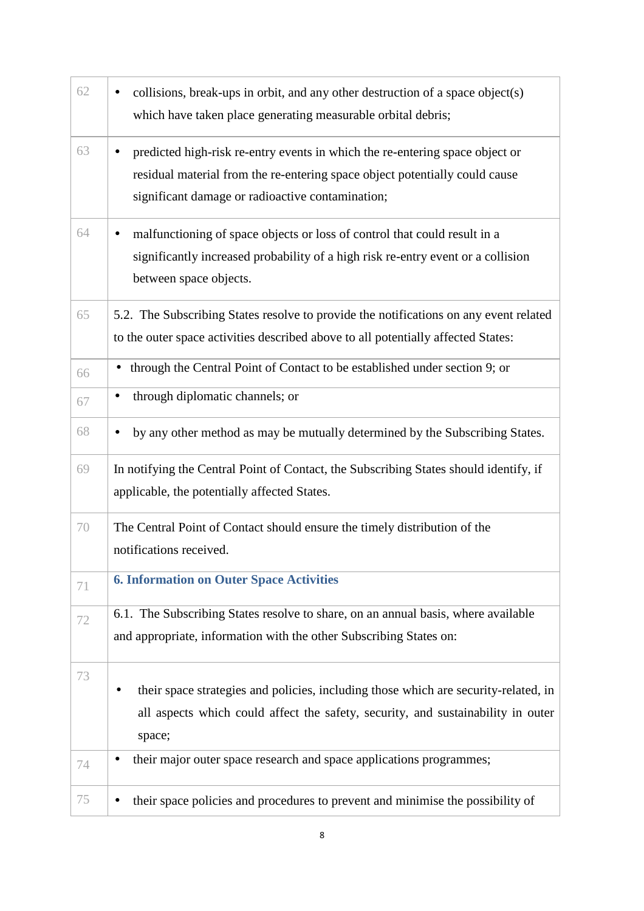| | |
|---|---|
| 62 | • collisions, break-ups in orbit, and any other destruction of a space object(s) which have taken place generating measurable orbital debris; |
| 63 | • predicted high-risk re-entry events in which the re-entering space object or residual material from the re-entering space object potentially could cause significant damage or radioactive contamination; |
| 64 | • malfunctioning of space objects or loss of control that could result in a significantly increased probability of a high risk re-entry event or a collision between space objects. |
| 65 | 5.2. The Subscribing States resolve to provide the notifications on any event related to the outer space activities described above to all potentially affected States: |
| 66 | • through the Central Point of Contact to be established under section 9; or |
| 67 | • through diplomatic channels; or |
| 68 | • by any other method as may be mutually determined by the Subscribing States. |
| 69 | In notifying the Central Point of Contact, the Subscribing States should identify, if applicable, the potentially affected States. |
| 70 | The Central Point of Contact should ensure the timely distribution of the notifications received. |
| 71 | **6. Information on Outer Space Activities** |
| 72 | 6.1. The Subscribing States resolve to share, on an annual basis, where available and appropriate, information with the other Subscribing States on: |
| 73 | • their space strategies and policies, including those which are security-related, in all aspects which could affect the safety, security, and sustainability in outer space; |
| 74 | • their major outer space research and space applications programmes; |
| 75 | • their space policies and procedures to prevent and minimise the possibility of |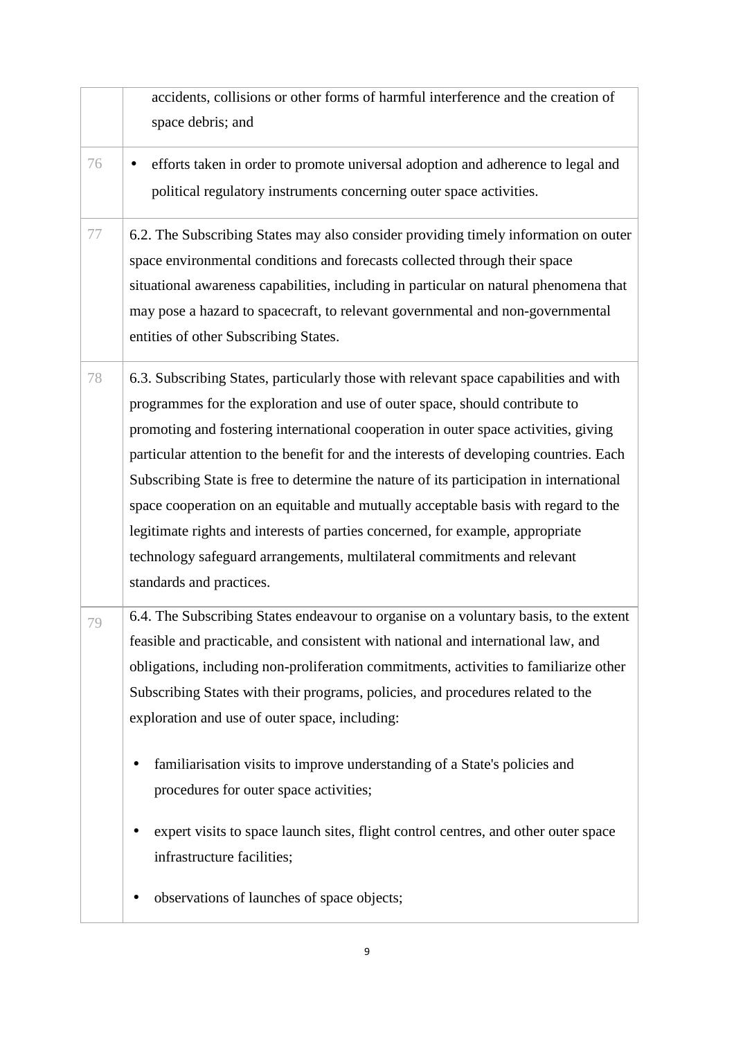| | |
|---|---|
| | accidents, collisions or other forms of harmful interference and the creation of space debris; and |
| 76 | • efforts taken in order to promote universal adoption and adherence to legal and political regulatory instruments concerning outer space activities. |
| 77 | 6.2. The Subscribing States may also consider providing timely information on outer space environmental conditions and forecasts collected through their space situational awareness capabilities, including in particular on natural phenomena that may pose a hazard to spacecraft, to relevant governmental and non-governmental entities of other Subscribing States. |
| 78 | 6.3. Subscribing States, particularly those with relevant space capabilities and with programmes for the exploration and use of outer space, should contribute to promoting and fostering international cooperation in outer space activities, giving particular attention to the benefit for and the interests of developing countries. Each Subscribing State is free to determine the nature of its participation in international space cooperation on an equitable and mutually acceptable basis with regard to the legitimate rights and interests of parties concerned, for example, appropriate technology safeguard arrangements, multilateral commitments and relevant standards and practices. |
| 79 | 6.4. The Subscribing States endeavour to organise on a voluntary basis, to the extent feasible and practicable, and consistent with national and international law, and obligations, including non-proliferation commitments, activities to familiarize other Subscribing States with their programs, policies, and procedures related to the exploration and use of outer space, including:<br><br>• familiarisation visits to improve understanding of a State's policies and procedures for outer space activities;<br><br>• expert visits to space launch sites, flight control centres, and other outer space infrastructure facilities;<br><br>• observations of launches of space objects; |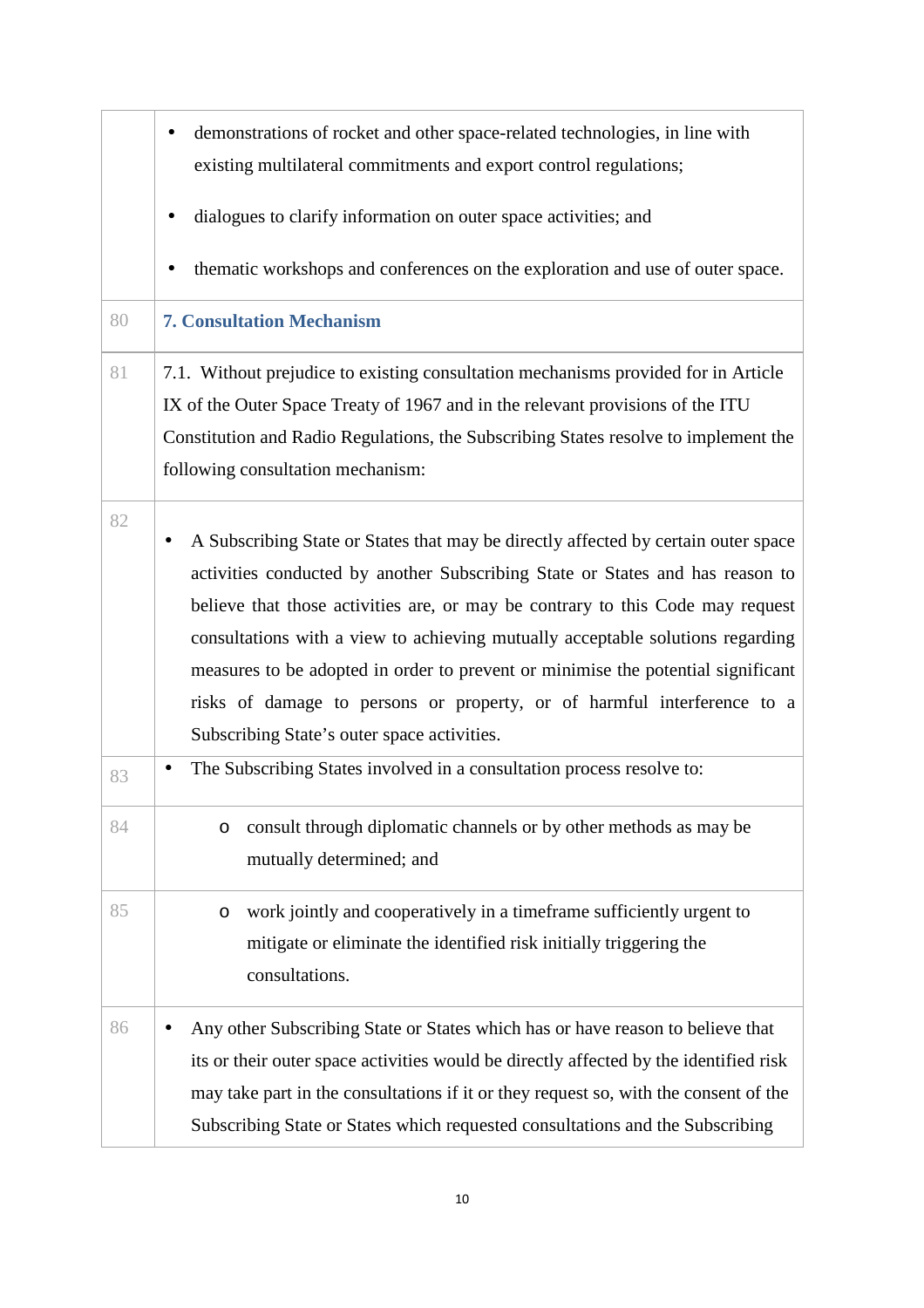| | |
|---|---|
| | • demonstrations of rocket and other space-related technologies, in line with existing multilateral commitments and export control regulations;<br><br>• dialogues to clarify information on outer space activities; and<br><br>• thematic workshops and conferences on the exploration and use of outer space. |
| 80 | **7. Consultation Mechanism** |
| 81 | 7.1. Without prejudice to existing consultation mechanisms provided for in Article IX of the Outer Space Treaty of 1967 and in the relevant provisions of the ITU Constitution and Radio Regulations, the Subscribing States resolve to implement the following consultation mechanism: |
| 82 | • A Subscribing State or States that may be directly affected by certain outer space activities conducted by another Subscribing State or States and has reason to believe that those activities are, or may be contrary to this Code may request consultations with a view to achieving mutually acceptable solutions regarding measures to be adopted in order to prevent or minimise the potential significant risks of damage to persons or property, or of harmful interference to a Subscribing State's outer space activities. |
| 83 | • The Subscribing States involved in a consultation process resolve to: |
| 84 | o consult through diplomatic channels or by other methods as may be mutually determined; and |
| 85 | o work jointly and cooperatively in a timeframe sufficiently urgent to mitigate or eliminate the identified risk initially triggering the consultations. |
| 86 | • Any other Subscribing State or States which has or have reason to believe that its or their outer space activities would be directly affected by the identified risk may take part in the consultations if it or they request so, with the consent of the Subscribing State or States which requested consultations and the Subscribing |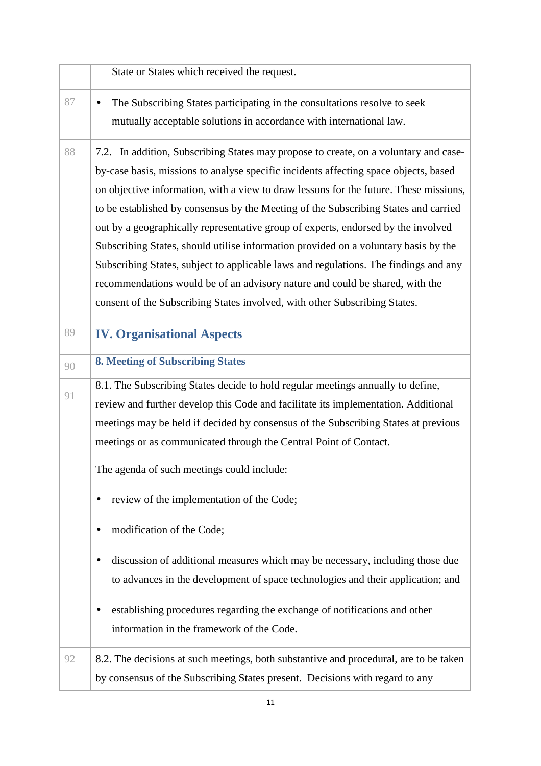|  | State or States which received the request. |
| --- | --- |
| 87 | • The Subscribing States participating in the consultations resolve to seek mutually acceptable solutions in accordance with international law. |
| 88 | 7.2. In addition, Subscribing States may propose to create, on a voluntary and case-by-case basis, missions to analyse specific incidents affecting space objects, based on objective information, with a view to draw lessons for the future. These missions, to be established by consensus by the Meeting of the Subscribing States and carried out by a geographically representative group of experts, endorsed by the involved Subscribing States, should utilise information provided on a voluntary basis by the Subscribing States, subject to applicable laws and regulations. The findings and any recommendations would be of an advisory nature and could be shared, with the consent of the Subscribing States involved, with other Subscribing States. |
| 89 | **IV. Organisational Aspects** |
| 90 | **8. Meeting of Subscribing States** |
| 91 | 8.1. The Subscribing States decide to hold regular meetings annually to define, review and further develop this Code and facilitate its implementation. Additional meetings may be held if decided by consensus of the Subscribing States at previous meetings or as communicated through the Central Point of Contact.<br><br>The agenda of such meetings could include:<br><br>• review of the implementation of the Code;<br><br>• modification of the Code;<br><br>• discussion of additional measures which may be necessary, including those due to advances in the development of space technologies and their application; and<br><br>• establishing procedures regarding the exchange of notifications and other information in the framework of the Code. |
| 92 | 8.2. The decisions at such meetings, both substantive and procedural, are to be taken by consensus of the Subscribing States present. Decisions with regard to any |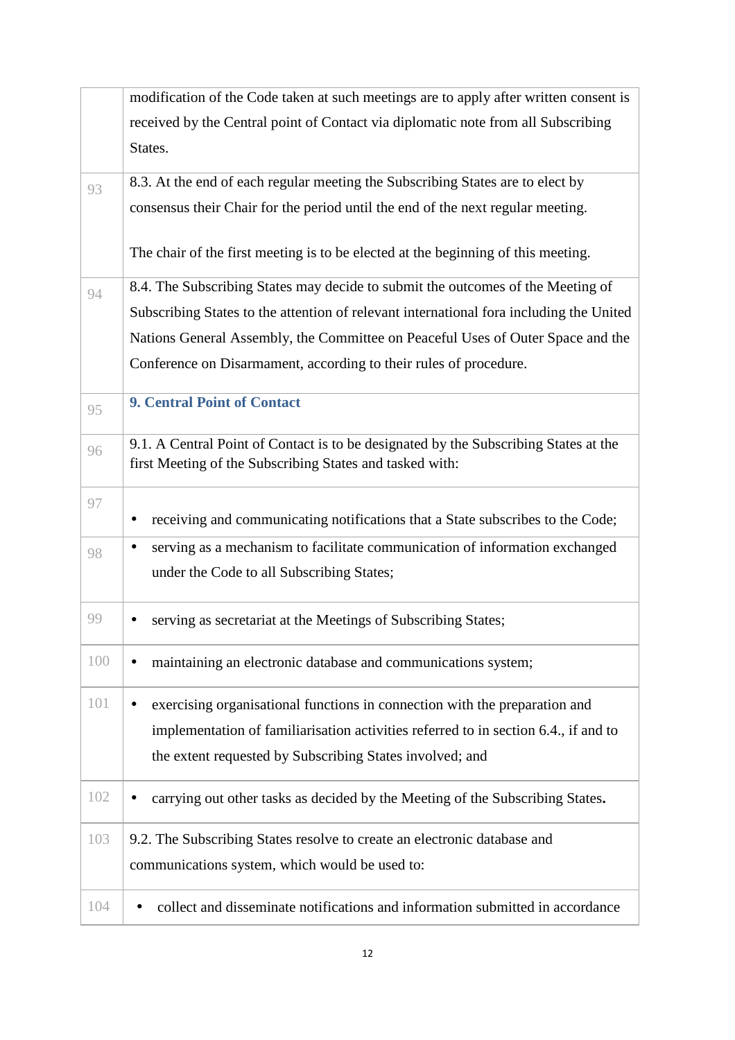| | |
|---|---|
| | modification of the Code taken at such meetings are to apply after written consent is received by the Central point of Contact via diplomatic note from all Subscribing States. |
| 93 | 8.3. At the end of each regular meeting the Subscribing States are to elect by consensus their Chair for the period until the end of the next regular meeting.<br><br>The chair of the first meeting is to be elected at the beginning of this meeting. |
| 94 | 8.4. The Subscribing States may decide to submit the outcomes of the Meeting of Subscribing States to the attention of relevant international fora including the United Nations General Assembly, the Committee on Peaceful Uses of Outer Space and the Conference on Disarmament, according to their rules of procedure. |
| 95 | **9. Central Point of Contact** |
| 96 | 9.1. A Central Point of Contact is to be designated by the Subscribing States at the first Meeting of the Subscribing States and tasked with: |
| 97 | • receiving and communicating notifications that a State subscribes to the Code; |
| 98 | • serving as a mechanism to facilitate communication of information exchanged under the Code to all Subscribing States; |
| 99 | • serving as secretariat at the Meetings of Subscribing States; |
| 100 | • maintaining an electronic database and communications system; |
| 101 | • exercising organisational functions in connection with the preparation and implementation of familiarisation activities referred to in section 6.4., if and to the extent requested by Subscribing States involved; and |
| 102 | • carrying out other tasks as decided by the Meeting of the Subscribing States. |
| 103 | 9.2. The Subscribing States resolve to create an electronic database and communications system, which would be used to: |
| 104 | • collect and disseminate notifications and information submitted in accordance |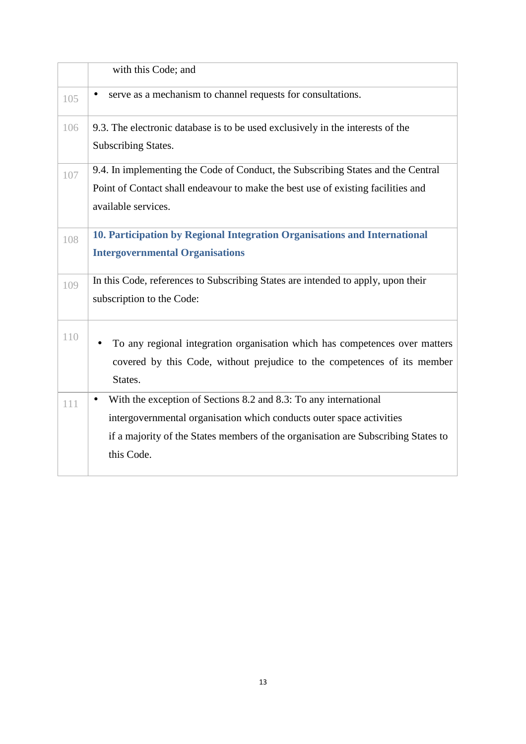| | |
|---|---|
| | with this Code; and |
| 105 | • serve as a mechanism to channel requests for consultations. |
| 106 | 9.3. The electronic database is to be used exclusively in the interests of the Subscribing States. |
| 107 | 9.4. In implementing the Code of Conduct, the Subscribing States and the Central Point of Contact shall endeavour to make the best use of existing facilities and available services. |
| 108 | **10. Participation by Regional Integration Organisations and International Intergovernmental Organisations** |
| 109 | In this Code, references to Subscribing States are intended to apply, upon their subscription to the Code: |
| 110 | • To any regional integration organisation which has competences over matters covered by this Code, without prejudice to the competences of its member States. |
| 111 | • With the exception of Sections 8.2 and 8.3: To any international intergovernmental organisation which conducts outer space activities if a majority of the States members of the organisation are Subscribing States to this Code. |